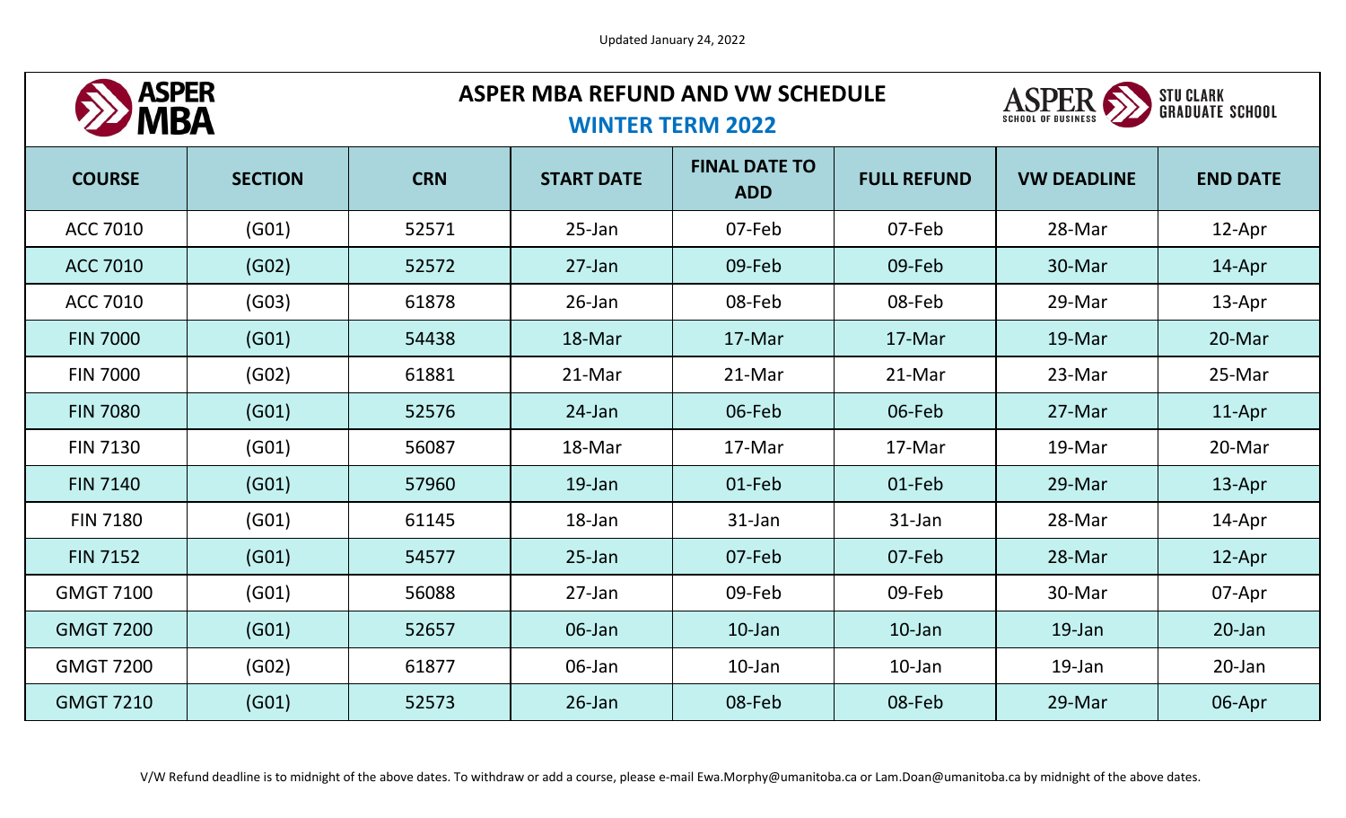Updated January 24, 2022

# ASPER MBA REFUND AND VW SCHEDULE

## WINTER TERM 2022

| COURSE | SECTION | CRN | START DATE | FINAL DATE TO ADD | FULL REFUND | VW DEADLINE | END DATE |
|---|---|---|---|---|---|---|---|
| ACC 7010 | (G01) | 52571 | 25-Jan | 07-Feb | 07-Feb | 28-Mar | 12-Apr |
| ACC 7010 | (G02) | 52572 | 27-Jan | 09-Feb | 09-Feb | 30-Mar | 14-Apr |
| ACC 7010 | (G03) | 61878 | 26-Jan | 08-Feb | 08-Feb | 29-Mar | 13-Apr |
| FIN 7000 | (G01) | 54438 | 18-Mar | 17-Mar | 17-Mar | 19-Mar | 20-Mar |
| FIN 7000 | (G02) | 61881 | 21-Mar | 21-Mar | 21-Mar | 23-Mar | 25-Mar |
| FIN 7080 | (G01) | 52576 | 24-Jan | 06-Feb | 06-Feb | 27-Mar | 11-Apr |
| FIN 7130 | (G01) | 56087 | 18-Mar | 17-Mar | 17-Mar | 19-Mar | 20-Mar |
| FIN 7140 | (G01) | 57960 | 19-Jan | 01-Feb | 01-Feb | 29-Mar | 13-Apr |
| FIN 7180 | (G01) | 61145 | 18-Jan | 31-Jan | 31-Jan | 28-Mar | 14-Apr |
| FIN 7152 | (G01) | 54577 | 25-Jan | 07-Feb | 07-Feb | 28-Mar | 12-Apr |
| GMGT 7100 | (G01) | 56088 | 27-Jan | 09-Feb | 09-Feb | 30-Mar | 07-Apr |
| GMGT 7200 | (G01) | 52657 | 06-Jan | 10-Jan | 10-Jan | 19-Jan | 20-Jan |
| GMGT 7200 | (G02) | 61877 | 06-Jan | 10-Jan | 10-Jan | 19-Jan | 20-Jan |
| GMGT 7210 | (G01) | 52573 | 26-Jan | 08-Feb | 08-Feb | 29-Mar | 06-Apr |

V/W Refund deadline is to midnight of the above dates. To withdraw or add a course, please e-mail Ewa.Morphy@umanitoba.ca or Lam.Doan@umanitoba.ca by midnight of the above dates.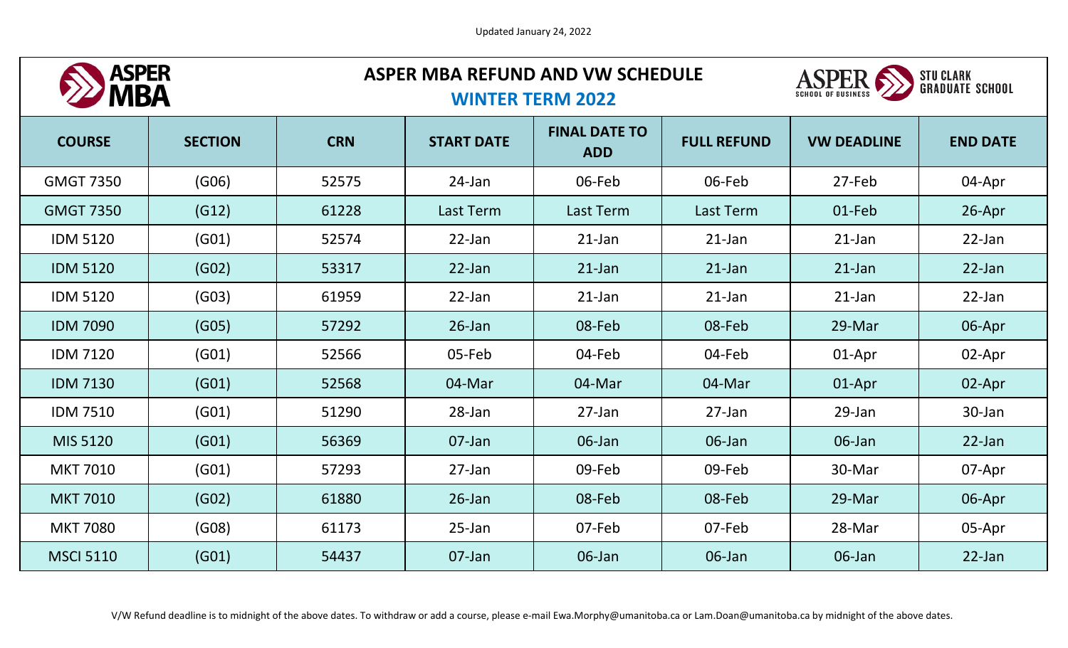Updated January 24, 2022

# ASPER MBA REFUND AND VW SCHEDULE

## WINTER TERM 2022

| COURSE | SECTION | CRN | START DATE | FINAL DATE TO ADD | FULL REFUND | VW DEADLINE | END DATE |
|---|---|---|---|---|---|---|---|
| GMGT 7350 | (G06) | 52575 | 24-Jan | 06-Feb | 06-Feb | 27-Feb | 04-Apr |
| GMGT 7350 | (G12) | 61228 | Last Term | Last Term | Last Term | 01-Feb | 26-Apr |
| IDM 5120 | (G01) | 52574 | 22-Jan | 21-Jan | 21-Jan | 21-Jan | 22-Jan |
| IDM 5120 | (G02) | 53317 | 22-Jan | 21-Jan | 21-Jan | 21-Jan | 22-Jan |
| IDM 5120 | (G03) | 61959 | 22-Jan | 21-Jan | 21-Jan | 21-Jan | 22-Jan |
| IDM 7090 | (G05) | 57292 | 26-Jan | 08-Feb | 08-Feb | 29-Mar | 06-Apr |
| IDM 7120 | (G01) | 52566 | 05-Feb | 04-Feb | 04-Feb | 01-Apr | 02-Apr |
| IDM 7130 | (G01) | 52568 | 04-Mar | 04-Mar | 04-Mar | 01-Apr | 02-Apr |
| IDM 7510 | (G01) | 51290 | 28-Jan | 27-Jan | 27-Jan | 29-Jan | 30-Jan |
| MIS 5120 | (G01) | 56369 | 07-Jan | 06-Jan | 06-Jan | 06-Jan | 22-Jan |
| MKT 7010 | (G01) | 57293 | 27-Jan | 09-Feb | 09-Feb | 30-Mar | 07-Apr |
| MKT 7010 | (G02) | 61880 | 26-Jan | 08-Feb | 08-Feb | 29-Mar | 06-Apr |
| MKT 7080 | (G08) | 61173 | 25-Jan | 07-Feb | 07-Feb | 28-Mar | 05-Apr |
| MSCI 5110 | (G01) | 54437 | 07-Jan | 06-Jan | 06-Jan | 06-Jan | 22-Jan |

V/W Refund deadline is to midnight of the above dates. To withdraw or add a course, please e-mail Ewa.Morphy@umanitoba.ca or Lam.Doan@umanitoba.ca by midnight of the above dates.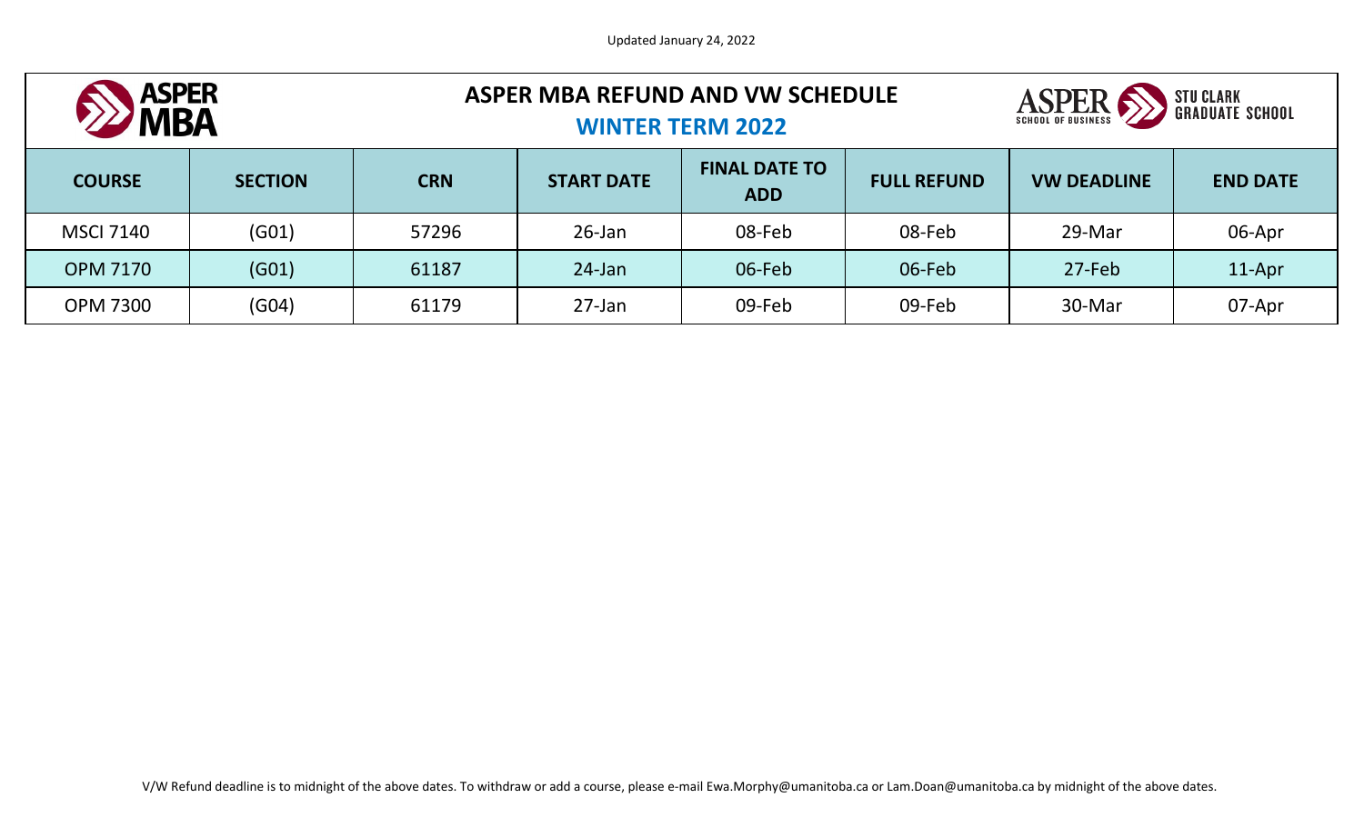Updated January 24, 2022

# ASPER MBA REFUND AND VW SCHEDULE

## WINTER TERM 2022

| COURSE | SECTION | CRN | START DATE | FINAL DATE TO ADD | FULL REFUND | VW DEADLINE | END DATE |
|---|---|---|---|---|---|---|---|
| MSCI 7140 | (G01) | 57296 | 26-Jan | 08-Feb | 08-Feb | 29-Mar | 06-Apr |
| OPM 7170 | (G01) | 61187 | 24-Jan | 06-Feb | 06-Feb | 27-Feb | 11-Apr |
| OPM 7300 | (G04) | 61179 | 27-Jan | 09-Feb | 09-Feb | 30-Mar | 07-Apr |

V/W Refund deadline is to midnight of the above dates. To withdraw or add a course, please e-mail Ewa.Morphy@umanitoba.ca or Lam.Doan@umanitoba.ca by midnight of the above dates.